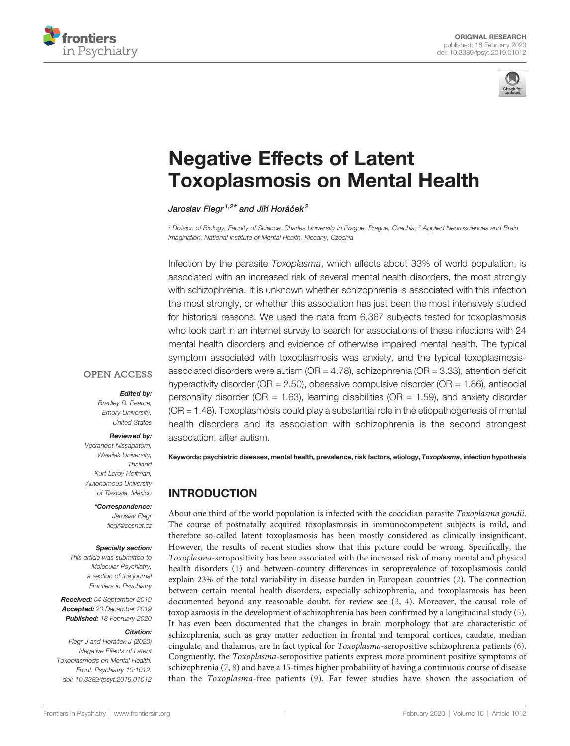ORIGINAL RESEARCH
published: 18 February 2020
doi: 10.3389/fpsyt.2019.01012

# Negative Effects of Latent Toxoplasmosis on Mental Health

*Jaroslav Flegr[1,2]\* and Jiří Horáček[2]*

[1] Division of Biology, Faculty of Science, Charles University in Prague, Prague, Czechia, [2] Applied Neurosciences and Brain Imagination, National Institute of Mental Health, Klecany, Czechia

Infection by the parasite *Toxoplasma*, which affects about 33% of world population, is associated with an increased risk of several mental health disorders, the most strongly with schizophrenia. It is unknown whether schizophrenia is associated with this infection the most strongly, or whether this association has just been the most intensively studied for historical reasons. We used the data from 6,367 subjects tested for toxoplasmosis who took part in an internet survey to search for associations of these infections with 24 mental health disorders and evidence of otherwise impaired mental health. The typical symptom associated with toxoplasmosis was anxiety, and the typical toxoplasmosis-associated disorders were autism (OR = 4.78), schizophrenia (OR = 3.33), attention deficit hyperactivity disorder (OR = 2.50), obsessive compulsive disorder (OR = 1.86), antisocial personality disorder (OR = 1.63), learning disabilities (OR = 1.59), and anxiety disorder (OR = 1.48). Toxoplasmosis could play a substantial role in the etiopathogenesis of mental health disorders and its association with schizophrenia is the second strongest association, after autism.

**Keywords: psychiatric diseases, mental health, prevalence, risk factors, etiology, *Toxoplasma*, infection hypothesis**

OPEN ACCESS

***Edited by:***
Bradley D. Pearce,
Emory University,
United States

***Reviewed by:***
Veeranoot Nissapatorn,
Walailak University,
Thailand
Kurt Leroy Hoffman,
Autonomous University
of Tlaxcala, Mexico

***\*Correspondence:***
Jaroslav Flegr
flegr@cesnet.cz

***Specialty section:***
This article was submitted to
Molecular Psychiatry,
a section of the journal
Frontiers in Psychiatry

***Received:*** 04 September 2019
***Accepted:*** 20 December 2019
***Published:*** 18 February 2020

***Citation:***
Flegr J and Horáček J (2020)
Negative Effects of Latent
Toxoplasmosis on Mental Health.
Front. Psychiatry 10:1012.
doi: 10.3389/fpsyt.2019.01012

## INTRODUCTION

About one third of the world population is infected with the coccidian parasite *Toxoplasma gondii*. The course of postnatally acquired toxoplasmosis in immunocompetent subjects is mild, and therefore so-called latent toxoplasmosis has been mostly considered as clinically insignificant. However, the results of recent studies show that this picture could be wrong. Specifically, the *Toxoplasma*-seropositivity has been associated with the increased risk of many mental and physical health disorders (1) and between-country differences in seroprevalence of toxoplasmosis could explain 23% of the total variability in disease burden in European countries (2). The connection between certain mental health disorders, especially schizophrenia, and toxoplasmosis has been documented beyond any reasonable doubt, for review see (3, 4). Moreover, the causal role of toxoplasmosis in the development of schizophrenia has been confirmed by a longitudinal study (5). It has even been documented that the changes in brain morphology that are characteristic of schizophrenia, such as gray matter reduction in frontal and temporal cortices, caudate, median cingulate, and thalamus, are in fact typical for *Toxoplasma*-seropositive schizophrenia patients (6). Congruently, the *Toxoplasma*-seropositive patients express more prominent positive symptoms of schizophrenia (7, 8) and have a 15-times higher probability of having a continuous course of disease than the *Toxoplasma*-free patients (9). Far fewer studies have shown the association of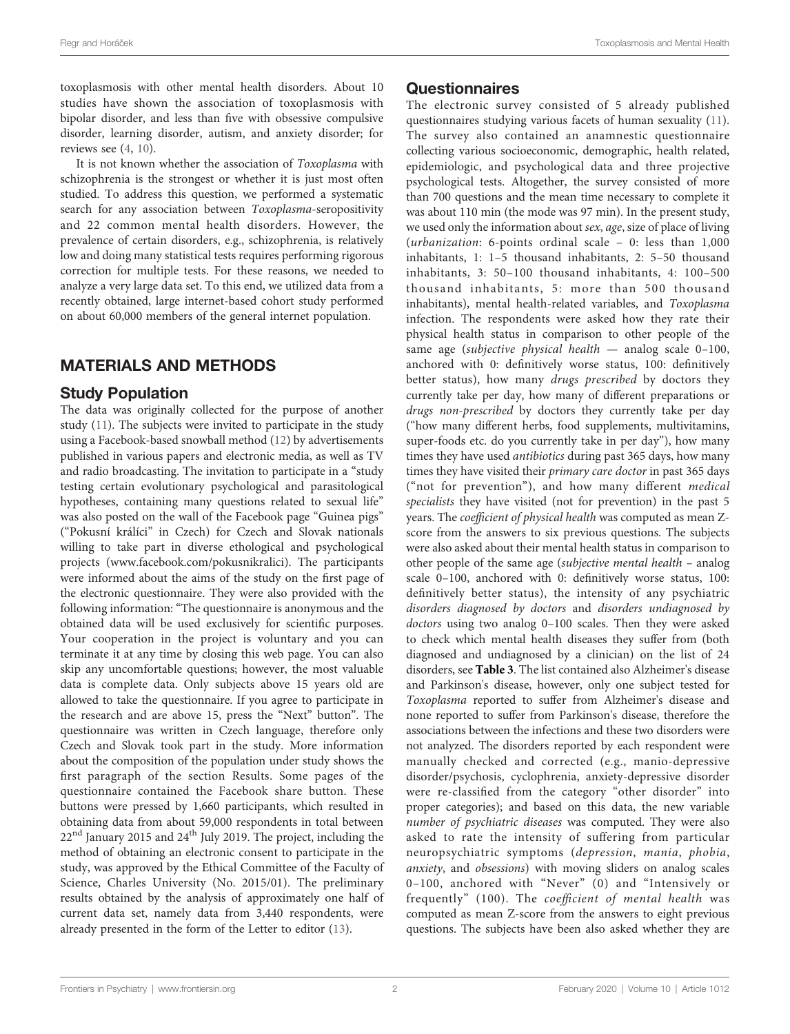toxoplasmosis with other mental health disorders. About 10 studies have shown the association of toxoplasmosis with bipolar disorder, and less than five with obsessive compulsive disorder, learning disorder, autism, and anxiety disorder; for reviews see (4, 10).

It is not known whether the association of *Toxoplasma* with schizophrenia is the strongest or whether it is just most often studied. To address this question, we performed a systematic search for any association between *Toxoplasma*-seropositivity and 22 common mental health disorders. However, the prevalence of certain disorders, e.g., schizophrenia, is relatively low and doing many statistical tests requires performing rigorous correction for multiple tests. For these reasons, we needed to analyze a very large data set. To this end, we utilized data from a recently obtained, large internet-based cohort study performed on about 60,000 members of the general internet population.

## MATERIALS AND METHODS

### Study Population

The data was originally collected for the purpose of another study (11). The subjects were invited to participate in the study using a Facebook-based snowball method (12) by advertisements published in various papers and electronic media, as well as TV and radio broadcasting. The invitation to participate in a "study testing certain evolutionary psychological and parasitological hypotheses, containing many questions related to sexual life" was also posted on the wall of the Facebook page "Guinea pigs" ("Pokusní králíci" in Czech) for Czech and Slovak nationals willing to take part in diverse ethological and psychological projects (www.facebook.com/pokusnikralici). The participants were informed about the aims of the study on the first page of the electronic questionnaire. They were also provided with the following information: "The questionnaire is anonymous and the obtained data will be used exclusively for scientific purposes. Your cooperation in the project is voluntary and you can terminate it at any time by closing this web page. You can also skip any uncomfortable questions; however, the most valuable data is complete data. Only subjects above 15 years old are allowed to take the questionnaire. If you agree to participate in the research and are above 15, press the "Next" button". The questionnaire was written in Czech language, therefore only Czech and Slovak took part in the study. More information about the composition of the population under study shows the first paragraph of the section Results. Some pages of the questionnaire contained the Facebook share button. These buttons were pressed by 1,660 participants, which resulted in obtaining data from about 59,000 respondents in total between 22nd January 2015 and 24th July 2019. The project, including the method of obtaining an electronic consent to participate in the study, was approved by the Ethical Committee of the Faculty of Science, Charles University (No. 2015/01). The preliminary results obtained by the analysis of approximately one half of current data set, namely data from 3,440 respondents, were already presented in the form of the Letter to editor (13).

### Questionnaires

The electronic survey consisted of 5 already published questionnaires studying various facets of human sexuality (11). The survey also contained an anamnestic questionnaire collecting various socioeconomic, demographic, health related, epidemiologic, and psychological data and three projective psychological tests. Altogether, the survey consisted of more than 700 questions and the mean time necessary to complete it was about 110 min (the mode was 97 min). In the present study, we used only the information about *sex*, *age*, size of place of living (*urbanization*: 6-points ordinal scale – 0: less than 1,000 inhabitants, 1: 1–5 thousand inhabitants, 2: 5–50 thousand inhabitants, 3: 50–100 thousand inhabitants, 4: 100–500 thousand inhabitants, 5: more than 500 thousand inhabitants), mental health-related variables, and *Toxoplasma* infection. The respondents were asked how they rate their physical health status in comparison to other people of the same age (*subjective physical health* — analog scale 0–100, anchored with 0: definitively worse status, 100: definitively better status), how many *drugs prescribed* by doctors they currently take per day, how many of different preparations or *drugs non-prescribed* by doctors they currently take per day ("how many different herbs, food supplements, multivitamins, super-foods etc. do you currently take in per day"), how many times they have used *antibiotics* during past 365 days, how many times they have visited their *primary care doctor* in past 365 days ("not for prevention"), and how many different *medical specialists* they have visited (not for prevention) in the past 5 years. The *coefficient of physical health* was computed as mean Z-score from the answers to six previous questions. The subjects were also asked about their mental health status in comparison to other people of the same age (*subjective mental health* – analog scale 0–100, anchored with 0: definitively worse status, 100: definitively better status), the intensity of any psychiatric *disorders diagnosed by doctors* and *disorders undiagnosed by doctors* using two analog 0–100 scales. Then they were asked to check which mental health diseases they suffer from (both diagnosed and undiagnosed by a clinician) on the list of 24 disorders, see **Table 3**. The list contained also Alzheimer's disease and Parkinson's disease, however, only one subject tested for *Toxoplasma* reported to suffer from Alzheimer's disease and none reported to suffer from Parkinson's disease, therefore the associations between the infections and these two disorders were not analyzed. The disorders reported by each respondent were manually checked and corrected (e.g., manio-depressive disorder/psychosis, cyclophrenia, anxiety-depressive disorder were re-classified from the category "other disorder" into proper categories); and based on this data, the new variable *number of psychiatric diseases* was computed. They were also asked to rate the intensity of suffering from particular neuropsychiatric symptoms (*depression*, *mania*, *phobia*, *anxiety*, and *obsessions*) with moving sliders on analog scales 0–100, anchored with "Never" (0) and "Intensively or frequently" (100). The *coefficient of mental health* was computed as mean Z-score from the answers to eight previous questions. The subjects have been also asked whether they are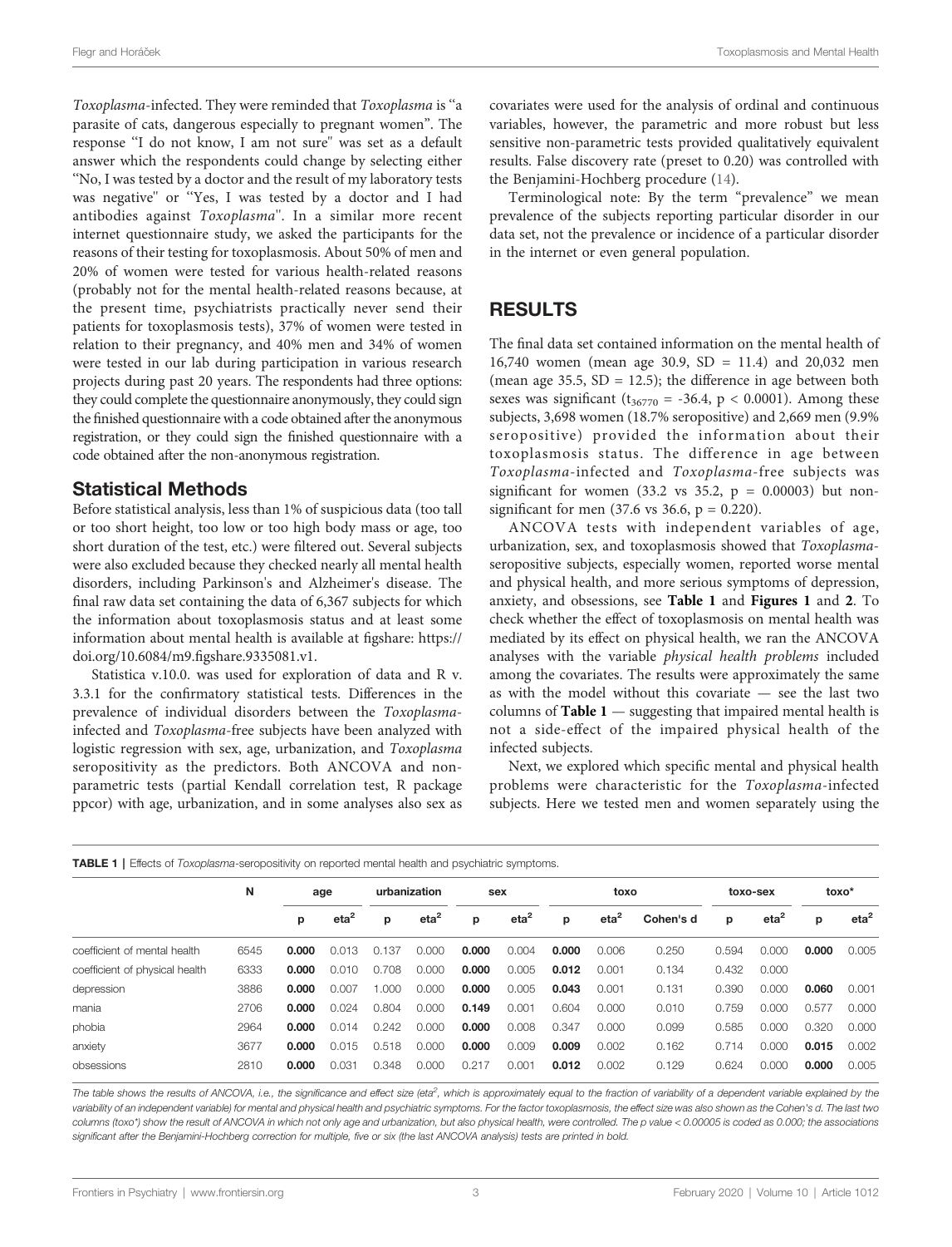*Toxoplasma*-infected. They were reminded that *Toxoplasma* is "a parasite of cats, dangerous especially to pregnant women". The response "I do not know, I am not sure" was set as a default answer which the respondents could change by selecting either "No, I was tested by a doctor and the result of my laboratory tests was negative" or "Yes, I was tested by a doctor and I had antibodies against *Toxoplasma*". In a similar more recent internet questionnaire study, we asked the participants for the reasons of their testing for toxoplasmosis. About 50% of men and 20% of women were tested for various health-related reasons (probably not for the mental health-related reasons because, at the present time, psychiatrists practically never send their patients for toxoplasmosis tests), 37% of women were tested in relation to their pregnancy, and 40% men and 34% of women were tested in our lab during participation in various research projects during past 20 years. The respondents had three options: they could complete the questionnaire anonymously, they could sign the finished questionnaire with a code obtained after the anonymous registration, or they could sign the finished questionnaire with a code obtained after the non-anonymous registration.

## Statistical Methods

Before statistical analysis, less than 1% of suspicious data (too tall or too short height, too low or too high body mass or age, too short duration of the test, etc.) were filtered out. Several subjects were also excluded because they checked nearly all mental health disorders, including Parkinson's and Alzheimer's disease. The final raw data set containing the data of 6,367 subjects for which the information about toxoplasmosis status and at least some information about mental health is available at figshare: https://doi.org/10.6084/m9.figshare.9335081.v1.

Statistica v.10.0. was used for exploration of data and R v. 3.3.1 for the confirmatory statistical tests. Differences in the prevalence of individual disorders between the *Toxoplasma*-infected and *Toxoplasma*-free subjects have been analyzed with logistic regression with sex, age, urbanization, and *Toxoplasma* seropositivity as the predictors. Both ANCOVA and non-parametric tests (partial Kendall correlation test, R package ppcor) with age, urbanization, and in some analyses also sex as covariates were used for the analysis of ordinal and continuous variables, however, the parametric and more robust but less sensitive non-parametric tests provided qualitatively equivalent results. False discovery rate (preset to 0.20) was controlled with the Benjamini-Hochberg procedure (14).

Terminological note: By the term "prevalence" we mean prevalence of the subjects reporting particular disorder in our data set, not the prevalence or incidence of a particular disorder in the internet or even general population.

# RESULTS

The final data set contained information on the mental health of 16,740 women (mean age 30.9, SD = 11.4) and 20,032 men (mean age 35.5, SD = 12.5); the difference in age between both sexes was significant ($t_{36770}$ = -36.4, p < 0.0001). Among these subjects, 3,698 women (18.7% seropositive) and 2,669 men (9.9% seropositive) provided the information about their toxoplasmosis status. The difference in age between *Toxoplasma*-infected and *Toxoplasma*-free subjects was significant for women (33.2 vs 35.2, p = 0.00003) but non-significant for men (37.6 vs 36.6, p = 0.220).

ANCOVA tests with independent variables of age, urbanization, sex, and toxoplasmosis showed that *Toxoplasma*-seropositive subjects, especially women, reported worse mental and physical health, and more serious symptoms of depression, anxiety, and obsessions, see **Table 1** and **Figures 1** and **2**. To check whether the effect of toxoplasmosis on mental health was mediated by its effect on physical health, we ran the ANCOVA analyses with the variable *physical health problems* included among the covariates. The results were approximately the same as with the model without this covariate — see the last two columns of **Table 1** — suggesting that impaired mental health is not a side-effect of the impaired physical health of the infected subjects.

Next, we explored which specific mental and physical health problems were characteristic for the *Toxoplasma*-infected subjects. Here we tested men and women separately using the

**TABLE 1** | Effects of *Toxoplasma*-seropositivity on reported mental health and psychiatric symptoms.

| | N | age | | urbanization | | sex | | toxo | | | toxo-sex | | toxo* | |
|---|---|---|---|---|---|---|---|---|---|---|---|---|---|---|
| | | p | $eta^2$ | p | $eta^2$ | p | $eta^2$ | p | $eta^2$ | Cohen's d | p | $eta^2$ | p | $eta^2$ |
| coefficient of mental health | 6545 | **0.000** | 0.013 | 0.137 | 0.000 | **0.000** | 0.004 | **0.000** | 0.006 | 0.250 | 0.594 | 0.000 | **0.000** | 0.005 |
| coefficient of physical health | 6333 | **0.000** | 0.010 | 0.708 | 0.000 | **0.000** | 0.005 | **0.012** | 0.001 | 0.134 | 0.432 | 0.000 | | |
| depression | 3886 | **0.000** | 0.007 | 1.000 | 0.000 | **0.000** | 0.005 | **0.043** | 0.001 | 0.131 | 0.390 | 0.000 | **0.060** | 0.001 |
| mania | 2706 | **0.000** | 0.024 | 0.804 | 0.000 | 0.149 | 0.001 | 0.604 | 0.000 | 0.010 | 0.759 | 0.000 | 0.577 | 0.000 |
| phobia | 2964 | **0.000** | 0.014 | 0.242 | 0.000 | **0.000** | 0.008 | 0.347 | 0.000 | 0.099 | 0.585 | 0.000 | 0.320 | 0.000 |
| anxiety | 3677 | **0.000** | 0.015 | 0.518 | 0.000 | **0.000** | 0.009 | **0.009** | 0.002 | 0.162 | 0.714 | 0.000 | **0.015** | 0.002 |
| obsessions | 2810 | **0.000** | 0.031 | 0.348 | 0.000 | 0.217 | 0.001 | **0.012** | 0.002 | 0.129 | 0.624 | 0.000 | **0.000** | 0.005 |

*The table shows the results of ANCOVA, i.e., the significance and effect size ($eta^2$, which is approximately equal to the fraction of variability of a dependent variable explained by the variability of an independent variable) for mental and physical health and psychiatric symptoms. For the factor toxoplasmosis, the effect size was also shown as the Cohen's d. The last two columns (toxo*) show the result of ANCOVA in which not only age and urbanization, but also physical health, were controlled. The p value < 0.00005 is coded as 0.000; the associations significant after the Benjamini-Hochberg correction for multiple, five or six (the last ANCOVA analysis) tests are printed in bold.*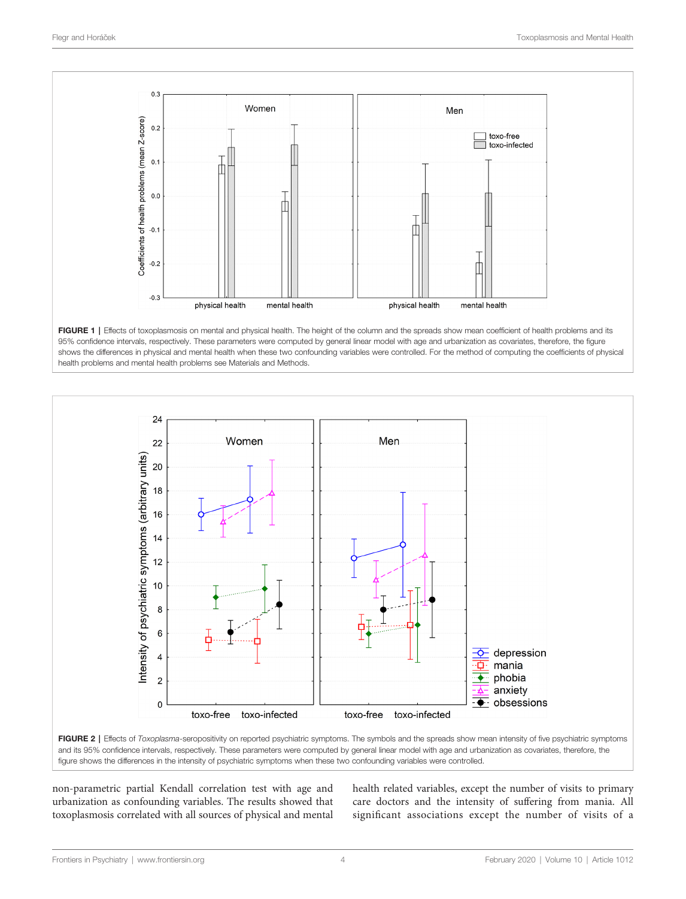FIGURE 1 | Effects of toxoplasmosis on mental and physical health. The height of the column and the spreads show mean coefficient of health problems and its 95% confidence intervals, respectively. These parameters were computed by general linear model with age and urbanization as covariates, therefore, the figure shows the differences in physical and mental health when these two confounding variables were controlled. For the method of computing the coefficients of physical health problems and mental health problems see Materials and Methods.

FIGURE 2 | Effects of *Toxoplasma*-seropositivity on reported psychiatric symptoms. The symbols and the spreads show mean intensity of five psychiatric symptoms and its 95% confidence intervals, respectively. These parameters were computed by general linear model with age and urbanization as covariates, therefore, the figure shows the differences in the intensity of psychiatric symptoms when these two confounding variables were controlled.

non-parametric partial Kendall correlation test with age and urbanization as confounding variables. The results showed that toxoplasmosis correlated with all sources of physical and mental health related variables, except the number of visits to primary care doctors and the intensity of suffering from mania. All significant associations except the number of visits of a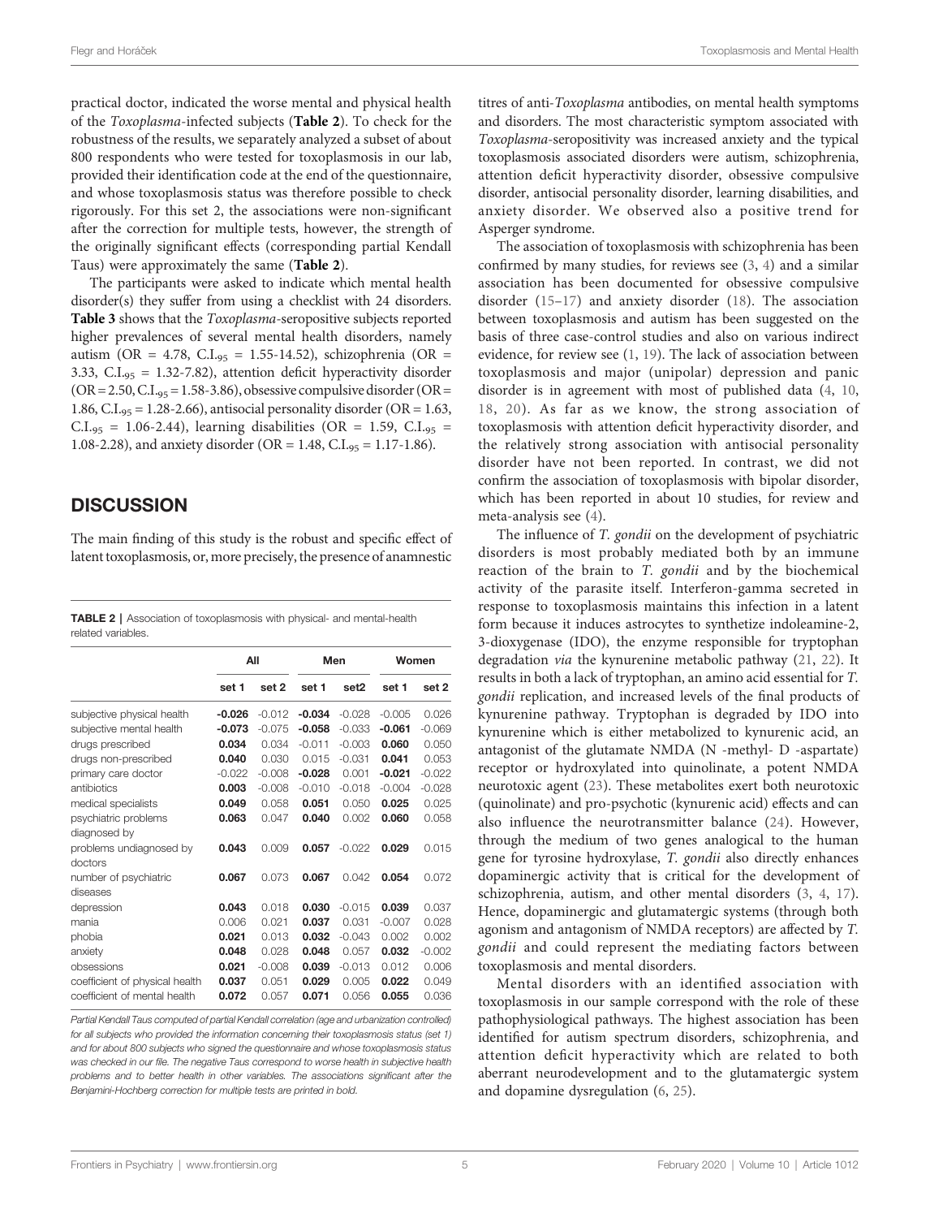practical doctor, indicated the worse mental and physical health of the *Toxoplasma*-infected subjects (**Table 2**). To check for the robustness of the results, we separately analyzed a subset of about 800 respondents who were tested for toxoplasmosis in our lab, provided their identification code at the end of the questionnaire, and whose toxoplasmosis status was therefore possible to check rigorously. For this set 2, the associations were non-significant after the correction for multiple tests, however, the strength of the originally significant effects (corresponding partial Kendall Taus) were approximately the same (**Table 2**).

The participants were asked to indicate which mental health disorder(s) they suffer from using a checklist with 24 disorders. **Table 3** shows that the *Toxoplasma*-seropositive subjects reported higher prevalences of several mental health disorders, namely autism (OR = 4.78, $C.I._{95}$ = 1.55-14.52), schizophrenia (OR = 3.33, $C.I._{95}$ = 1.32-7.82), attention deficit hyperactivity disorder (OR = 2.50, $C.I._{95}$ = 1.58-3.86), obsessive compulsive disorder (OR = 1.86, $C.I._{95}$ = 1.28-2.66), antisocial personality disorder (OR = 1.63, $C.I._{95}$ = 1.06-2.44), learning disabilities (OR = 1.59, $C.I._{95}$ = 1.08-2.28), and anxiety disorder (OR = 1.48, $C.I._{95}$ = 1.17-1.86).

## DISCUSSION

The main finding of this study is the robust and specific effect of latent toxoplasmosis, or, more precisely, the presence of anamnestic titres of anti-*Toxoplasma* antibodies, on mental health symptoms and disorders. The most characteristic symptom associated with *Toxoplasma*-seropositivity was increased anxiety and the typical toxoplasmosis associated disorders were autism, schizophrenia, attention deficit hyperactivity disorder, obsessive compulsive disorder, antisocial personality disorder, learning disabilities, and anxiety disorder. We observed also a positive trend for Asperger syndrome.

The association of toxoplasmosis with schizophrenia has been confirmed by many studies, for reviews see (3, 4) and a similar association has been documented for obsessive compulsive disorder (15–17) and anxiety disorder (18). The association between toxoplasmosis and autism has been suggested on the basis of three case-control studies and also on various indirect evidence, for review see (1, 19). The lack of association between toxoplasmosis and major (unipolar) depression and panic disorder is in agreement with most of published data (4, 10, 18, 20). As far as we know, the strong association of toxoplasmosis with attention deficit hyperactivity disorder, and the relatively strong association with antisocial personality disorder have not been reported. In contrast, we did not confirm the association of toxoplasmosis with bipolar disorder, which has been reported in about 10 studies, for review and meta-analysis see (4).

The influence of *T. gondii* on the development of psychiatric disorders is most probably mediated both by an immune reaction of the brain to *T. gondii* and by the biochemical activity of the parasite itself. Interferon-gamma secreted in response to toxoplasmosis maintains this infection in a latent form because it induces astrocytes to synthetize indoleamine-2, 3-dioxygenase (IDO), the enzyme responsible for tryptophan degradation *via* the kynurenine metabolic pathway (21, 22). It results in both a lack of tryptophan, an amino acid essential for *T. gondii* replication, and increased levels of the final products of kynurenine pathway. Tryptophan is degraded by IDO into kynurenine which is either metabolized to kynurenic acid, an antagonist of the glutamate NMDA (N -methyl- D -aspartate) receptor or hydroxylated into quinolinate, a potent NMDA neurotoxic agent (23). These metabolites exert both neurotoxic (quinolinate) and pro-psychotic (kynurenic acid) effects and can also influence the neurotransmitter balance (24). However, through the medium of two genes analogical to the human gene for tyrosine hydroxylase, *T. gondii* also directly enhances dopaminergic activity that is critical for the development of schizophrenia, autism, and other mental disorders (3, 4, 17). Hence, dopaminergic and glutamatergic systems (through both agonism and antagonism of NMDA receptors) are affected by *T. gondii* and could represent the mediating factors between toxoplasmosis and mental disorders.

Mental disorders with an identified association with toxoplasmosis in our sample correspond with the role of these pathophysiological pathways. The highest association has been identified for autism spectrum disorders, schizophrenia, and attention deficit hyperactivity which are related to both aberrant neurodevelopment and to the glutamatergic system and dopamine dysregulation (6, 25).

**TABLE 2** | Association of toxoplasmosis with physical- and mental-health related variables.

| | All | | Men | | Women | |
|---|---|---|---|---|---|---|
| | set 1 | set 2 | set 1 | set2 | set 1 | set 2 |
| subjective physical health | **-0.026** | -0.012 | **-0.034** | -0.028 | -0.005 | 0.026 |
| subjective mental health | **-0.073** | -0.075 | **-0.058** | -0.033 | **-0.061** | -0.069 |
| drugs prescribed | **0.034** | 0.034 | -0.011 | -0.003 | **0.060** | 0.050 |
| drugs non-prescribed | **0.040** | 0.030 | 0.015 | -0.031 | **0.041** | 0.053 |
| primary care doctor | -0.022 | -0.008 | **-0.028** | 0.001 | **-0.021** | -0.022 |
| antibiotics | **0.003** | -0.008 | -0.010 | -0.018 | -0.004 | -0.028 |
| medical specialists | **0.049** | 0.058 | **0.051** | 0.050 | **0.025** | 0.025 |
| psychiatric problems diagnosed by | **0.063** | 0.047 | **0.040** | 0.002 | **0.060** | 0.058 |
| problems undiagnosed by doctors | **0.043** | 0.009 | **0.057** | -0.022 | **0.029** | 0.015 |
| number of psychiatric diseases | **0.067** | 0.073 | **0.067** | 0.042 | **0.054** | 0.072 |
| depression | **0.043** | 0.018 | **0.030** | -0.015 | **0.039** | 0.037 |
| mania | 0.006 | 0.021 | **0.037** | 0.031 | -0.007 | 0.028 |
| phobia | **0.021** | 0.013 | **0.032** | -0.043 | 0.002 | 0.002 |
| anxiety | **0.048** | 0.028 | **0.048** | 0.057 | **0.032** | -0.002 |
| obsessions | **0.021** | -0.008 | **0.039** | -0.013 | 0.012 | 0.006 |
| coefficient of physical health | **0.037** | 0.051 | **0.029** | 0.005 | **0.022** | 0.049 |
| coefficient of mental health | **0.072** | 0.057 | **0.071** | 0.056 | **0.055** | 0.036 |

*Partial Kendall Taus computed of partial Kendall correlation (age and urbanization controlled) for all subjects who provided the information concerning their toxoplasmosis status (set 1) and for about 800 subjects who signed the questionnaire and whose toxoplasmosis status was checked in our file. The negative Taus correspond to worse health in subjective health problems and to better health in other variables. The associations significant after the Benjamini-Hochberg correction for multiple tests are printed in bold.*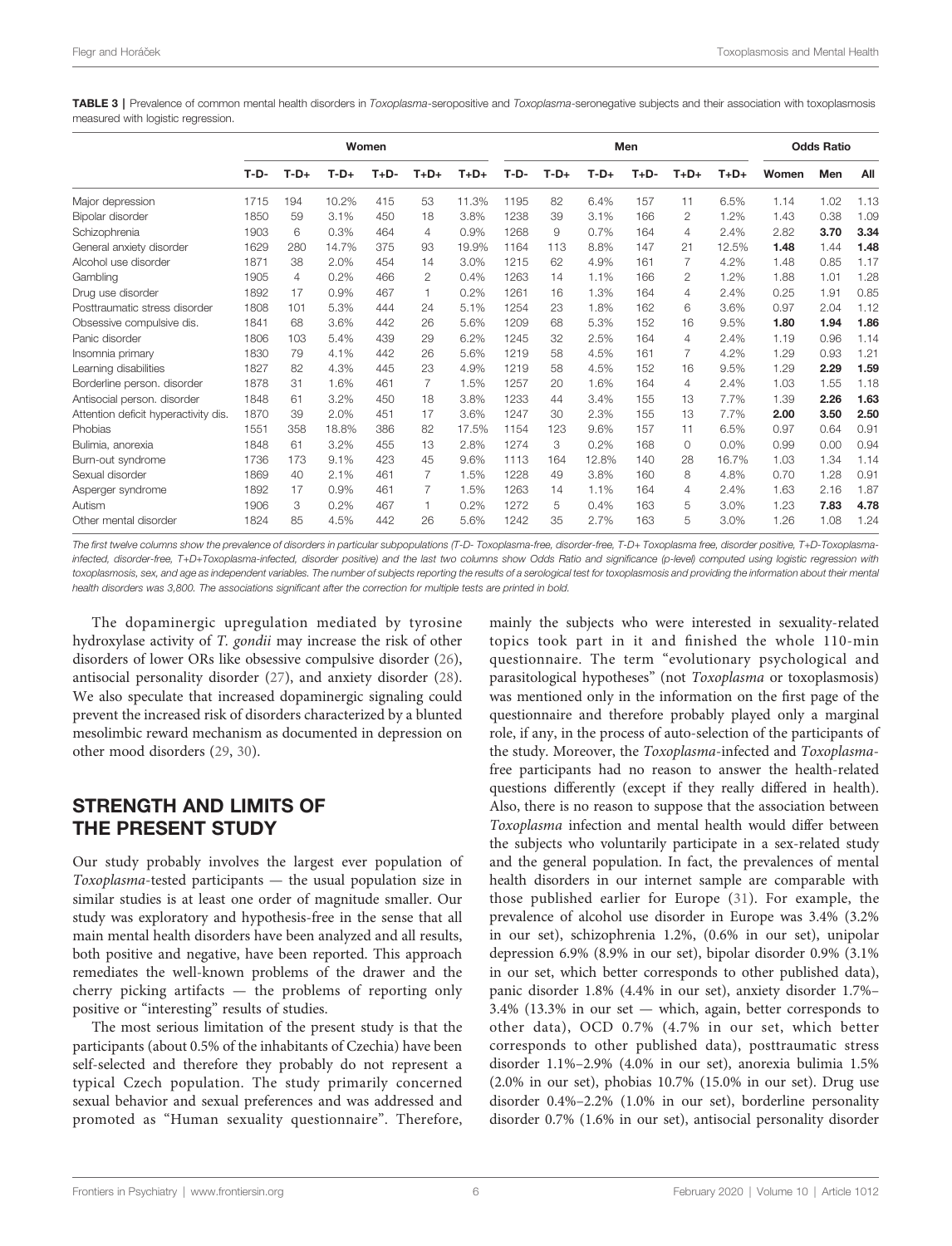**TABLE 3** | Prevalence of common mental health disorders in *Toxoplasma*-seropositive and *Toxoplasma*-seronegative subjects and their association with toxoplasmosis measured with logistic regression.

| | Women | | | | | | Men | | | | | | Odds Ratio | | |
|---|---|---|---|---|---|---|---|---|---|---|---|---|---|---|---|
| | T-D- | T-D+ | T-D+ | T+D- | T+D+ | T+D+ | T-D- | T-D+ | T-D+ | T+D- | T+D+ | T+D+ | Women | Men | All |
| Major depression | 1715 | 194 | 10.2% | 415 | 53 | 11.3% | 1195 | 82 | 6.4% | 157 | 11 | 6.5% | 1.14 | 1.02 | 1.13 |
| Bipolar disorder | 1850 | 59 | 3.1% | 450 | 18 | 3.8% | 1238 | 39 | 3.1% | 166 | 2 | 1.2% | 1.43 | 0.38 | 1.09 |
| Schizophrenia | 1903 | 6 | 0.3% | 464 | 4 | 0.9% | 1268 | 9 | 0.7% | 164 | 4 | 2.4% | 2.82 | **3.70** | **3.34** |
| General anxiety disorder | 1629 | 280 | 14.7% | 375 | 93 | 19.9% | 1164 | 113 | 8.8% | 147 | 21 | 12.5% | **1.48** | 1.44 | **1.48** |
| Alcohol use disorder | 1871 | 38 | 2.0% | 454 | 14 | 3.0% | 1215 | 62 | 4.9% | 161 | 7 | 4.2% | 1.48 | 0.85 | 1.17 |
| Gambling | 1905 | 4 | 0.2% | 466 | 2 | 0.4% | 1263 | 14 | 1.1% | 166 | 2 | 1.2% | 1.88 | 1.01 | 1.28 |
| Drug use disorder | 1892 | 17 | 0.9% | 467 | 1 | 0.2% | 1261 | 16 | 1.3% | 164 | 4 | 2.4% | 0.25 | 1.91 | 0.85 |
| Posttraumatic stress disorder | 1808 | 101 | 5.3% | 444 | 24 | 5.1% | 1254 | 23 | 1.8% | 162 | 6 | 3.6% | 0.97 | 2.04 | 1.12 |
| Obsessive compulsive dis. | 1841 | 68 | 3.6% | 442 | 26 | 5.6% | 1209 | 68 | 5.3% | 152 | 16 | 9.5% | **1.80** | **1.94** | **1.86** |
| Panic disorder | 1806 | 103 | 5.4% | 439 | 29 | 6.2% | 1245 | 32 | 2.5% | 164 | 4 | 2.4% | 1.19 | 0.96 | 1.14 |
| Insomnia primary | 1830 | 79 | 4.1% | 442 | 26 | 5.6% | 1219 | 58 | 4.5% | 161 | 7 | 4.2% | 1.29 | 0.93 | 1.21 |
| Learning disabilities | 1827 | 82 | 4.3% | 445 | 23 | 4.9% | 1219 | 58 | 4.5% | 152 | 16 | 9.5% | 1.29 | **2.29** | **1.59** |
| Borderline person. disorder | 1878 | 31 | 1.6% | 461 | 7 | 1.5% | 1257 | 20 | 1.6% | 164 | 4 | 2.4% | 1.03 | 1.55 | 1.18 |
| Antisocial person. disorder | 1848 | 61 | 3.2% | 450 | 18 | 3.8% | 1233 | 44 | 3.4% | 155 | 13 | 7.7% | 1.39 | **2.26** | **1.63** |
| Attention deficit hyperactivity dis. | 1870 | 39 | 2.0% | 451 | 17 | 3.6% | 1247 | 30 | 2.3% | 155 | 13 | 7.7% | **2.00** | **3.50** | **2.50** |
| Phobias | 1551 | 358 | 18.8% | 386 | 82 | 17.5% | 1154 | 123 | 9.6% | 157 | 11 | 6.5% | 0.97 | 0.64 | 0.91 |
| Bulimia, anorexia | 1848 | 61 | 3.2% | 455 | 13 | 2.8% | 1274 | 3 | 0.2% | 168 | 0 | 0.0% | 0.99 | 0.00 | 0.94 |
| Burn-out syndrome | 1736 | 173 | 9.1% | 423 | 45 | 9.6% | 1113 | 164 | 12.8% | 140 | 28 | 16.7% | 1.03 | 1.34 | 1.14 |
| Sexual disorder | 1869 | 40 | 2.1% | 461 | 7 | 1.5% | 1228 | 49 | 3.8% | 160 | 8 | 4.8% | 0.70 | 1.28 | 0.91 |
| Asperger syndrome | 1892 | 17 | 0.9% | 461 | 7 | 1.5% | 1263 | 14 | 1.1% | 164 | 4 | 2.4% | 1.63 | 2.16 | 1.87 |
| Autism | 1906 | 3 | 0.2% | 467 | 1 | 0.2% | 1272 | 5 | 0.4% | 163 | 5 | 3.0% | 1.23 | **7.83** | **4.78** |
| Other mental disorder | 1824 | 85 | 4.5% | 442 | 26 | 5.6% | 1242 | 35 | 2.7% | 163 | 5 | 3.0% | 1.26 | 1.08 | 1.24 |

*The first twelve columns show the prevalence of disorders in particular subpopulations (T-D- Toxoplasma-free, disorder-free, T-D+ Toxoplasma free, disorder positive, T+D-Toxoplasma-infected, disorder-free, T+D+Toxoplasma-infected, disorder positive) and the last two columns show Odds Ratio and significance (p-level) computed using logistic regression with toxoplasmosis, sex, and age as independent variables. The number of subjects reporting the results of a serological test for toxoplasmosis and providing the information about their mental health disorders was 3,800. The associations significant after the correction for multiple tests are printed in bold.*

The dopaminergic upregulation mediated by tyrosine hydroxylase activity of *T. gondii* may increase the risk of other disorders of lower ORs like obsessive compulsive disorder (26), antisocial personality disorder (27), and anxiety disorder (28). We also speculate that increased dopaminergic signaling could prevent the increased risk of disorders characterized by a blunted mesolimbic reward mechanism as documented in depression on other mood disorders (29, 30).

## STRENGTH AND LIMITS OF THE PRESENT STUDY

Our study probably involves the largest ever population of *Toxoplasma*-tested participants — the usual population size in similar studies is at least one order of magnitude smaller. Our study was exploratory and hypothesis-free in the sense that all main mental health disorders have been analyzed and all results, both positive and negative, have been reported. This approach remediates the well-known problems of the drawer and the cherry picking artifacts — the problems of reporting only positive or "interesting" results of studies.

The most serious limitation of the present study is that the participants (about 0.5% of the inhabitants of Czechia) have been self-selected and therefore they probably do not represent a typical Czech population. The study primarily concerned sexual behavior and sexual preferences and was addressed and promoted as "Human sexuality questionnaire". Therefore, mainly the subjects who were interested in sexuality-related topics took part in it and finished the whole 110-min questionnaire. The term "evolutionary psychological and parasitological hypotheses" (not *Toxoplasma* or toxoplasmosis) was mentioned only in the information on the first page of the questionnaire and therefore probably played only a marginal role, if any, in the process of auto-selection of the participants of the study. Moreover, the *Toxoplasma*-infected and *Toxoplasma*-free participants had no reason to answer the health-related questions differently (except if they really differed in health). Also, there is no reason to suppose that the association between *Toxoplasma* infection and mental health would differ between the subjects who voluntarily participate in a sex-related study and the general population. In fact, the prevalences of mental health disorders in our internet sample are comparable with those published earlier for Europe (31). For example, the prevalence of alcohol use disorder in Europe was 3.4% (3.2% in our set), schizophrenia 1.2%, (0.6% in our set), unipolar depression 6.9% (8.9% in our set), bipolar disorder 0.9% (3.1% in our set, which better corresponds to other published data), panic disorder 1.8% (4.4% in our set), anxiety disorder 1.7%–3.4% (13.3% in our set — which, again, better corresponds to other data), OCD 0.7% (4.7% in our set, which better corresponds to other published data), posttraumatic stress disorder 1.1%–2.9% (4.0% in our set), anorexia bulimia 1.5% (2.0% in our set), phobias 10.7% (15.0% in our set). Drug use disorder 0.4%–2.2% (1.0% in our set), borderline personality disorder 0.7% (1.6% in our set), antisocial personality disorder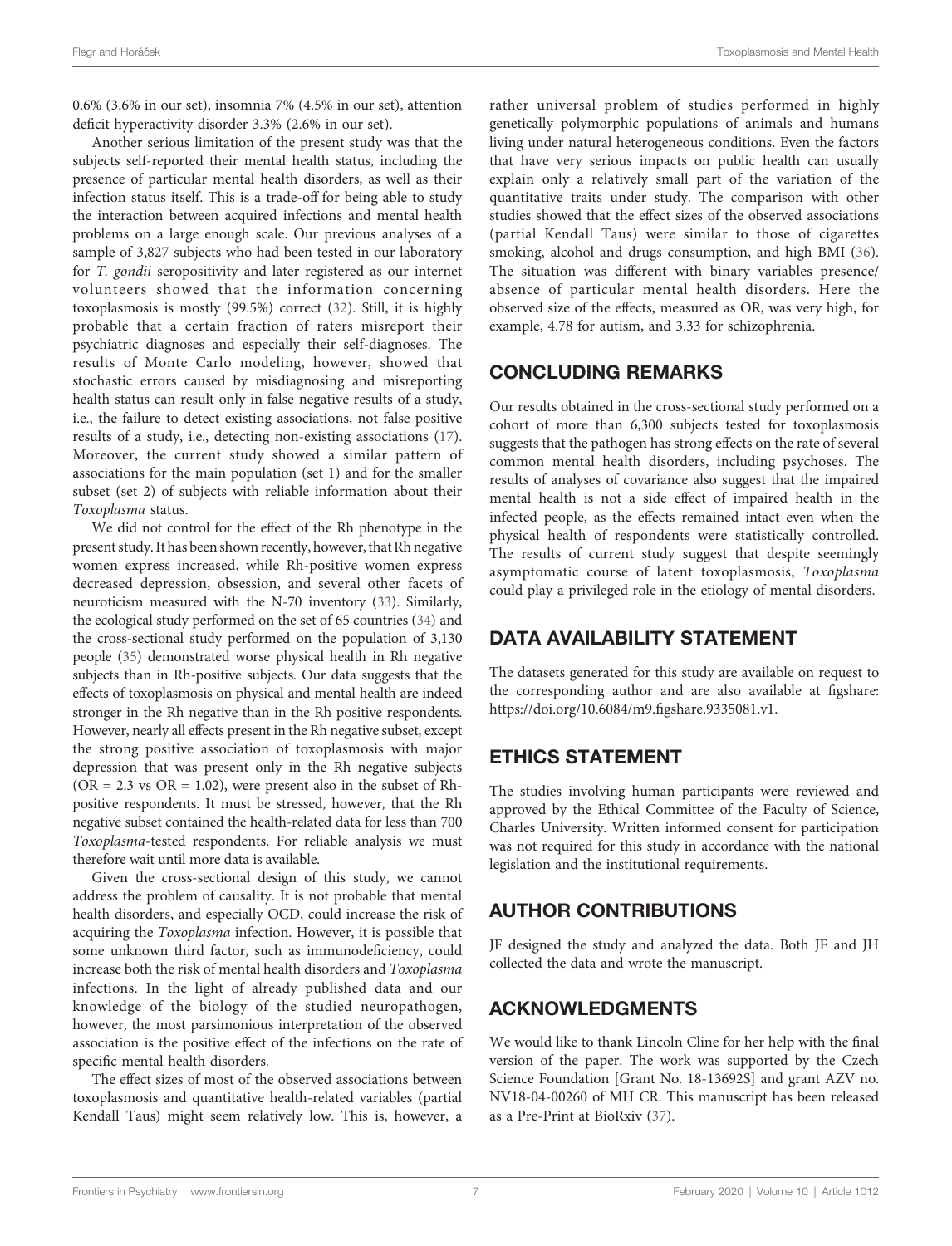0.6% (3.6% in our set), insomnia 7% (4.5% in our set), attention deficit hyperactivity disorder 3.3% (2.6% in our set).

Another serious limitation of the present study was that the subjects self-reported their mental health status, including the presence of particular mental health disorders, as well as their infection status itself. This is a trade-off for being able to study the interaction between acquired infections and mental health problems on a large enough scale. Our previous analyses of a sample of 3,827 subjects who had been tested in our laboratory for *T. gondii* seropositivity and later registered as our internet volunteers showed that the information concerning toxoplasmosis is mostly (99.5%) correct (32). Still, it is highly probable that a certain fraction of raters misreport their psychiatric diagnoses and especially their self-diagnoses. The results of Monte Carlo modeling, however, showed that stochastic errors caused by misdiagnosing and misreporting health status can result only in false negative results of a study, i.e., the failure to detect existing associations, not false positive results of a study, i.e., detecting non-existing associations (17). Moreover, the current study showed a similar pattern of associations for the main population (set 1) and for the smaller subset (set 2) of subjects with reliable information about their *Toxoplasma* status.

We did not control for the effect of the Rh phenotype in the present study. It has been shown recently, however, that Rh negative women express increased, while Rh-positive women express decreased depression, obsession, and several other facets of neuroticism measured with the N-70 inventory (33). Similarly, the ecological study performed on the set of 65 countries (34) and the cross-sectional study performed on the population of 3,130 people (35) demonstrated worse physical health in Rh negative subjects than in Rh-positive subjects. Our data suggests that the effects of toxoplasmosis on physical and mental health are indeed stronger in the Rh negative than in the Rh positive respondents. However, nearly all effects present in the Rh negative subset, except the strong positive association of toxoplasmosis with major depression that was present only in the Rh negative subjects (OR = 2.3 vs OR = 1.02), were present also in the subset of Rh-positive respondents. It must be stressed, however, that the Rh negative subset contained the health-related data for less than 700 *Toxoplasma*-tested respondents. For reliable analysis we must therefore wait until more data is available.

Given the cross-sectional design of this study, we cannot address the problem of causality. It is not probable that mental health disorders, and especially OCD, could increase the risk of acquiring the *Toxoplasma* infection. However, it is possible that some unknown third factor, such as immunodeficiency, could increase both the risk of mental health disorders and *Toxoplasma* infections. In the light of already published data and our knowledge of the biology of the studied neuropathogen, however, the most parsimonious interpretation of the observed association is the positive effect of the infections on the rate of specific mental health disorders.

The effect sizes of most of the observed associations between toxoplasmosis and quantitative health-related variables (partial Kendall Taus) might seem relatively low. This is, however, a rather universal problem of studies performed in highly genetically polymorphic populations of animals and humans living under natural heterogeneous conditions. Even the factors that have very serious impacts on public health can usually explain only a relatively small part of the variation of the quantitative traits under study. The comparison with other studies showed that the effect sizes of the observed associations (partial Kendall Taus) were similar to those of cigarettes smoking, alcohol and drugs consumption, and high BMI (36). The situation was different with binary variables presence/absence of particular mental health disorders. Here the observed size of the effects, measured as OR, was very high, for example, 4.78 for autism, and 3.33 for schizophrenia.

## CONCLUDING REMARKS

Our results obtained in the cross-sectional study performed on a cohort of more than 6,300 subjects tested for toxoplasmosis suggests that the pathogen has strong effects on the rate of several common mental health disorders, including psychoses. The results of analyses of covariance also suggest that the impaired mental health is not a side effect of impaired health in the infected people, as the effects remained intact even when the physical health of respondents were statistically controlled. The results of current study suggest that despite seemingly asymptomatic course of latent toxoplasmosis, *Toxoplasma* could play a privileged role in the etiology of mental disorders.

## DATA AVAILABILITY STATEMENT

The datasets generated for this study are available on request to the corresponding author and are also available at figshare: https://doi.org/10.6084/m9.figshare.9335081.v1.

## ETHICS STATEMENT

The studies involving human participants were reviewed and approved by the Ethical Committee of the Faculty of Science, Charles University. Written informed consent for participation was not required for this study in accordance with the national legislation and the institutional requirements.

## AUTHOR CONTRIBUTIONS

JF designed the study and analyzed the data. Both JF and JH collected the data and wrote the manuscript.

## ACKNOWLEDGMENTS

We would like to thank Lincoln Cline for her help with the final version of the paper. The work was supported by the Czech Science Foundation [Grant No. 18-13692S] and grant AZV no. NV18-04-00260 of MH CR. This manuscript has been released as a Pre-Print at BioRxiv (37).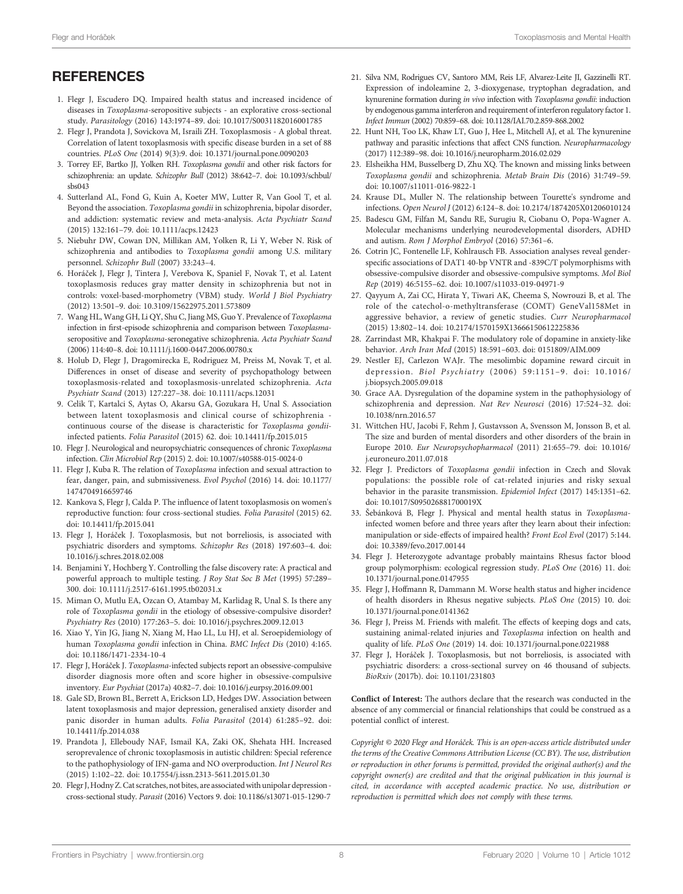## REFERENCES

1. Flegr J, Escudero DQ. Impaired health status and increased incidence of diseases in *Toxoplasma*-seropositive subjects - an explorative cross-sectional study. *Parasitology* (2016) 143:1974–89. doi: 10.1017/S0031182016001785
2. Flegr J, Prandota J, Sovickova M, Israili ZH. Toxoplasmosis - A global threat. Correlation of latent toxoplasmosis with specific disease burden in a set of 88 countries. *PLoS One* (2014) 9(3):9. doi: 10.1371/journal.pone.0090203
3. Torrey EF, Bartko JJ, Yolken RH. *Toxoplasma gondii* and other risk factors for schizophrenia: an update. *Schizophr Bull* (2012) 38:642–7. doi: 10.1093/schbul/sbs043
4. Sutterland AL, Fond G, Kuin A, Koeter MW, Lutter R, Van Gool T, et al. Beyond the association. *Toxoplasma gondii* in schizophrenia, bipolar disorder, and addiction: systematic review and meta-analysis. *Acta Psychiatr Scand* (2015) 132:161–79. doi: 10.1111/acps.12423
5. Niebuhr DW, Cowan DN, Millikan AM, Yolken R, Li Y, Weber N. Risk of schizophrenia and antibodies to *Toxoplasma gondii* among U.S. military personnel. *Schizophr Bull* (2007) 33:243–4.
6. Horáček J, Flegr J, Tintera J, Verebova K, Spaniel F, Novak T, et al. Latent toxoplasmosis reduces gray matter density in schizophrenia but not in controls: voxel-based-morphometry (VBM) study. *World J Biol Psychiatry* (2012) 13:501–9. doi: 10.3109/15622975.2011.573809
7. Wang HL, Wang GH, Li QY, Shu C, Jiang MS, Guo Y. Prevalence of *Toxoplasma* infection in first-episode schizophrenia and comparison between *Toxoplasma*-seropositive and *Toxoplasma*-seronegative schizophrenia. *Acta Psychiatr Scand* (2006) 114:40–8. doi: 10.1111/j.1600-0447.2006.00780.x
8. Holub D, Flegr J, Dragomirecka E, Rodriguez M, Preiss M, Novak T, et al. Differences in onset of disease and severity of psychopathology between toxoplasmosis-related and toxoplasmosis-unrelated schizophrenia. *Acta Psychiatr Scand* (2013) 127:227–38. doi: 10.1111/acps.12031
9. Celik T, Kartalci S, Aytas O, Akarsu GA, Gozukara H, Unal S. Association between latent toxoplasmosis and clinical course of schizophrenia - continuous course of the disease is characteristic for *Toxoplasma gondii*-infected patients. *Folia Parasitol* (2015) 62. doi: 10.14411/fp.2015.015
10. Flegr J. Neurological and neuropsychiatric consequences of chronic *Toxoplasma* infection. *Clin Microbiol Rep* (2015) 2. doi: 10.1007/s40588-015-0024-0
11. Flegr J, Kuba R. The relation of *Toxoplasma* infection and sexual attraction to fear, danger, pain, and submissiveness. *Evol Psychol* (2016) 14. doi: 10.1177/1474704916659746
12. Kankova S, Flegr J, Calda P. The influence of latent toxoplasmosis on women's reproductive function: four cross-sectional studies. *Folia Parasitol* (2015) 62. doi: 10.14411/fp.2015.041
13. Flegr J, Horáček J. Toxoplasmosis, but not borreliosis, is associated with psychiatric disorders and symptoms. *Schizophr Res* (2018) 197:603–4. doi: 10.1016/j.schres.2018.02.008
14. Benjamini Y, Hochberg Y. Controlling the false discovery rate: A practical and powerful approach to multiple testing. *J Roy Stat Soc B Met* (1995) 57:289–300. doi: 10.1111/j.2517-6161.1995.tb02031.x
15. Miman O, Mutlu EA, Ozcan O, Atambay M, Karlidag R, Unal S. Is there any role of *Toxoplasma gondii* in the etiology of obsessive-compulsive disorder? *Psychiatry Res* (2010) 177:263–5. doi: 10.1016/j.psychres.2009.12.013
16. Xiao Y, Yin JG, Jiang N, Xiang M, Hao LL, Lu HJ, et al. Seroepidemiology of human *Toxoplasma gondii* infection in China. *BMC Infect Dis* (2010) 4:165. doi: 10.1186/1471-2334-10-4
17. Flegr J, Horáček J. *Toxoplasma*-infected subjects report an obsessive-compulsive disorder diagnosis more often and score higher in obsessive-compulsive inventory. *Eur Psychiat* (2017a) 40:82–7. doi: 10.1016/j.eurpsy.2016.09.001
18. Gale SD, Brown BL, Berrett A, Erickson LD, Hedges DW. Association between latent toxoplasmosis and major depression, generalised anxiety disorder and panic disorder in human adults. *Folia Parasitol* (2014) 61:285–92. doi: 10.14411/fp.2014.038
19. Prandota J, Elleboudy NAF, Ismail KA, Zaki OK, Shehata HH. Increased seroprevalence of chronic toxoplasmosis in autistic children: Special reference to the pathophysiology of IFN-gama and NO overproduction. *Int J Neurol Res* (2015) 1:102–22. doi: 10.17554/j.issn.2313-5611.2015.01.30
20. Flegr J, Hodny Z. Cat scratches, not bites, are associated with unipolar depression - cross-sectional study. *Parasit* (2016) Vectors 9. doi: 10.1186/s13071-015-1290-7
21. Silva NM, Rodrigues CV, Santoro MM, Reis LF, Alvarez-Leite JI, Gazzinelli RT. Expression of indoleamine 2, 3-dioxygenase, tryptophan degradation, and kynurenine formation during *in vivo* infection with *Toxoplasma gondii*: induction by endogenous gamma interferon and requirement of interferon regulatory factor 1. *Infect Immun* (2002) 70:859–68. doi: 10.1128/IAI.70.2.859-868.2002
22. Hunt NH, Too LK, Khaw LT, Guo J, Hee L, Mitchell AJ, et al. The kynurenine pathway and parasitic infections that affect CNS function. *Neuropharmacology* (2017) 112:389–98. doi: 10.1016/j.neuropharm.2016.02.029
23. Elsheikha HM, Busselberg D, Zhu XQ. The known and missing links between *Toxoplasma gondii* and schizophrenia. *Metab Brain Dis* (2016) 31:749–59. doi: 10.1007/s11011-016-9822-1
24. Krause DL, Muller N. The relationship between Tourette's syndrome and infections. *Open Neurol J* (2012) 6:124–8. doi: 10.2174/1874205X01206010124
25. Badescu GM, Filfan M, Sandu RE, Surugiu R, Ciobanu O, Popa-Wagner A. Molecular mechanisms underlying neurodevelopmental disorders, ADHD and autism. *Rom J Morphol Embryol* (2016) 57:361–6.
26. Cotrin JC, Fontenelle LF, Kohlrausch FB. Association analyses reveal gender-specific associations of DAT1 40-bp VNTR and -839C/T polymorphisms with obsessive-compulsive disorder and obsessive-compulsive symptoms. *Mol Biol Rep* (2019) 46:5155–62. doi: 10.1007/s11033-019-04971-9
27. Qayyum A, Zai CC, Hirata Y, Tiwari AK, Cheema S, Nowrouzi B, et al. The role of the catechol-o-methyltransferase (COMT) GeneVal158Met in aggressive behavior, a review of genetic studies. *Curr Neuropharmacol* (2015) 13:802–14. doi: 10.2174/1570159X13666150612225836
28. Zarrindast MR, Khakpai F. The modulatory role of dopamine in anxiety-like behavior. *Arch Iran Med* (2015) 18:591–603. doi: 0151809/AIM.009
29. Nestler EJ, Carlezon WAJr. The mesolimbic dopamine reward circuit in depression. *Biol Psychiatry* (2006) 59:1151–9. doi: 10.1016/j.biopsych.2005.09.018
30. Grace AA. Dysregulation of the dopamine system in the pathophysiology of schizophrenia and depression. *Nat Rev Neurosci* (2016) 17:524–32. doi: 10.1038/nrn.2016.57
31. Wittchen HU, Jacobi F, Rehm J, Gustavsson A, Svensson M, Jonsson B, et al. The size and burden of mental disorders and other disorders of the brain in Europe 2010. *Eur Neuropsychopharmacol* (2011) 21:655–79. doi: 10.1016/j.euroneuro.2011.07.018
32. Flegr J. Predictors of *Toxoplasma gondii* infection in Czech and Slovak populations: the possible role of cat-related injuries and risky sexual behavior in the parasite transmission. *Epidemiol Infect* (2017) 145:1351–62. doi: 10.1017/S095026881700019X
33. Šebánková B, Flegr J. Physical and mental health status in *Toxoplasma*-infected women before and three years after they learn about their infection: manipulation or side-effects of impaired health? *Front Ecol Evol* (2017) 5:144. doi: 10.3389/fevo.2017.00144
34. Flegr J. Heterozygote advantage probably maintains Rhesus factor blood group polymorphism: ecological regression study. *PLoS One* (2016) 11. doi: 10.1371/journal.pone.0147955
35. Flegr J, Hoffmann R, Dammann M. Worse health status and higher incidence of health disorders in Rhesus negative subjects. *PLoS One* (2015) 10. doi: 10.1371/journal.pone.0141362
36. Flegr J, Preiss M. Friends with malefit. The effects of keeping dogs and cats, sustaining animal-related injuries and *Toxoplasma* infection on health and quality of life. *PLoS One* (2019) 14. doi: 10.1371/journal.pone.0221988
37. Flegr J, Horáček J. Toxoplasmosis, but not borreliosis, is associated with psychiatric disorders: a cross-sectional survey on 46 thousand of subjects. *BioRxiv* (2017b). doi: 10.1101/231803

**Conflict of Interest:** The authors declare that the research was conducted in the absence of any commercial or financial relationships that could be construed as a potential conflict of interest.

*Copyright © 2020 Flegr and Horáček. This is an open-access article distributed under the terms of the Creative Commons Attribution License (CC BY). The use, distribution or reproduction in other forums is permitted, provided the original author(s) and the copyright owner(s) are credited and that the original publication in this journal is cited, in accordance with accepted academic practice. No use, distribution or reproduction is permitted which does not comply with these terms.*